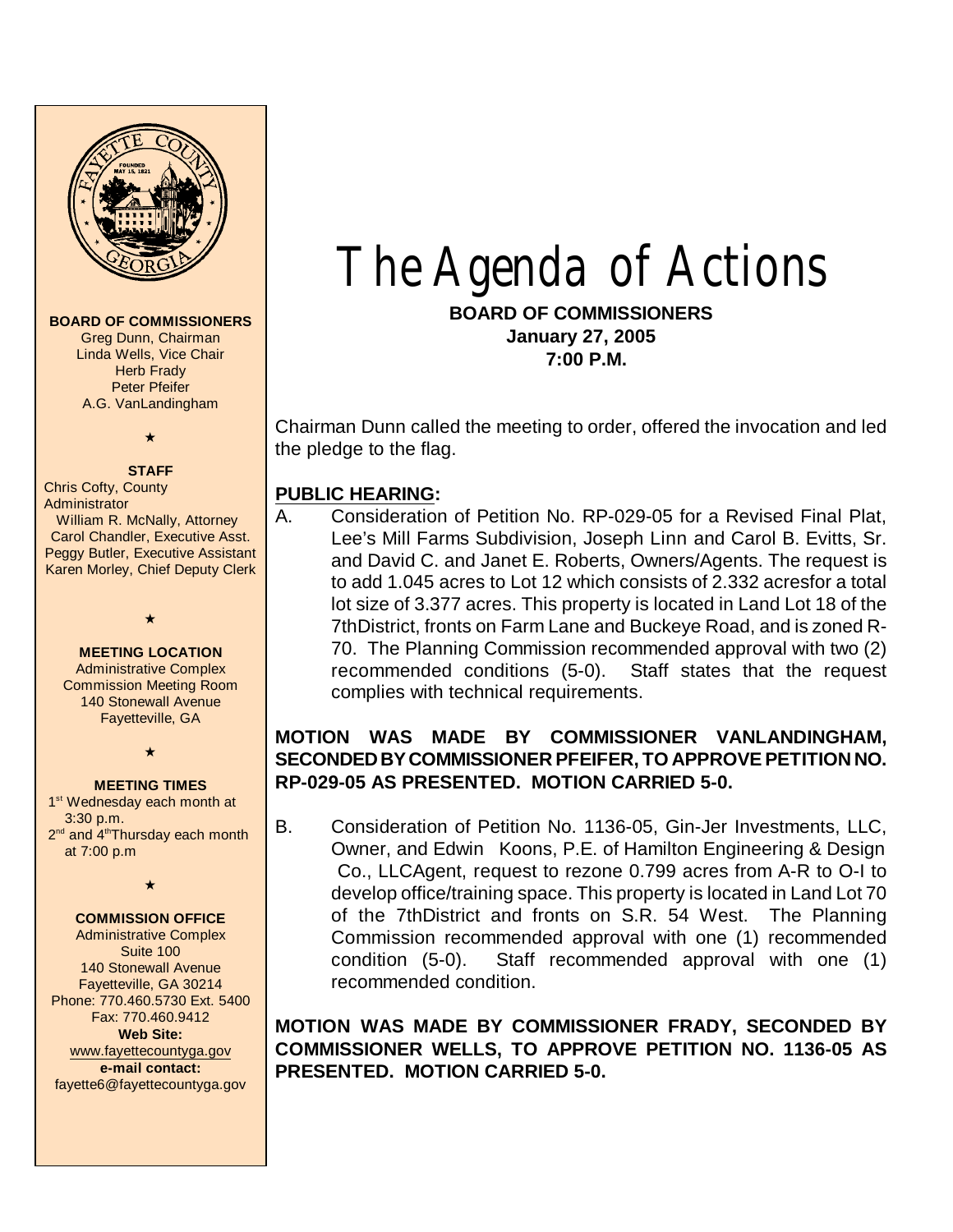# The Agenda of Actions

**BOARD OF COMMISSIONERS**
**January 27, 2005**
**7:00 P.M.**

**BOARD OF COMMISSIONERS**
Greg Dunn, Chairman
Linda Wells, Vice Chair
Herb Frady
Peter Pfeifer
A.G. VanLandingham

**STAFF**
Chris Cofty, County Administrator
William R. McNally, Attorney
Carol Chandler, Executive Asst.
Peggy Butler, Executive Assistant
Karen Morley, Chief Deputy Clerk

**MEETING LOCATION**
Administrative Complex
Commission Meeting Room
140 Stonewall Avenue
Fayetteville, GA

**MEETING TIMES**
1st Wednesday each month at 3:30 p.m.
2nd and 4th Thursday each month at 7:00 p.m

**COMMISSION OFFICE**
Administrative Complex
Suite 100
140 Stonewall Avenue
Fayetteville, GA 30214
Phone: 770.460.5730 Ext. 5400
Fax: 770.460.9412
**Web Site:**
www.fayettecountyga.gov
**e-mail contact:**
fayette6@fayettecountyga.gov

Chairman Dunn called the meeting to order, offered the invocation and led the pledge to the flag.

## PUBLIC HEARING:

A. Consideration of Petition No. RP-029-05 for a Revised Final Plat, Lee's Mill Farms Subdivision, Joseph Linn and Carol B. Evitts, Sr. and David C. and Janet E. Roberts, Owners/Agents. The request is to add 1.045 acres to Lot 12 which consists of 2.332 acresfor a total lot size of 3.377 acres. This property is located in Land Lot 18 of the 7thDistrict, fronts on Farm Lane and Buckeye Road, and is zoned R-70. The Planning Commission recommended approval with two (2) recommended conditions (5-0). Staff states that the request complies with technical requirements.

**MOTION WAS MADE BY COMMISSIONER VANLANDINGHAM, SECONDED BY COMMISSIONER PFEIFER, TO APPROVE PETITION NO. RP-029-05 AS PRESENTED. MOTION CARRIED 5-0.**

B. Consideration of Petition No. 1136-05, Gin-Jer Investments, LLC, Owner, and Edwin Koons, P.E. of Hamilton Engineering & Design Co., LLCAgent, request to rezone 0.799 acres from A-R to O-I to develop office/training space. This property is located in Land Lot 70 of the 7thDistrict and fronts on S.R. 54 West. The Planning Commission recommended approval with one (1) recommended condition (5-0). Staff recommended approval with one (1) recommended condition.

**MOTION WAS MADE BY COMMISSIONER FRADY, SECONDED BY COMMISSIONER WELLS, TO APPROVE PETITION NO. 1136-05 AS PRESENTED. MOTION CARRIED 5-0.**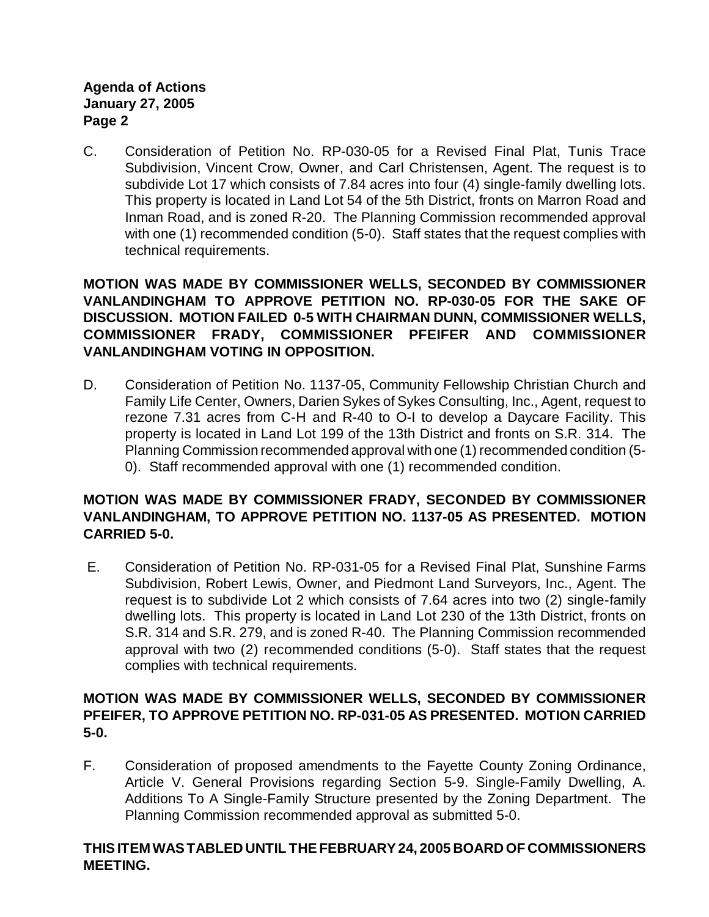C. Consideration of Petition No. RP-030-05 for a Revised Final Plat, Tunis Trace Subdivision, Vincent Crow, Owner, and Carl Christensen, Agent. The request is to subdivide Lot 17 which consists of 7.84 acres into four (4) single-family dwelling lots. This property is located in Land Lot 54 of the 5th District, fronts on Marron Road and Inman Road, and is zoned R-20. The Planning Commission recommended approval with one (1) recommended condition (5-0). Staff states that the request complies with technical requirements.

**MOTION WAS MADE BY COMMISSIONER WELLS, SECONDED BY COMMISSIONER VANLANDINGHAM TO APPROVE PETITION NO. RP-030-05 FOR THE SAKE OF DISCUSSION. MOTION FAILED 0-5 WITH CHAIRMAN DUNN, COMMISSIONER WELLS, COMMISSIONER FRADY, COMMISSIONER PFEIFER AND COMMISSIONER VANLANDINGHAM VOTING IN OPPOSITION.**

D. Consideration of Petition No. 1137-05, Community Fellowship Christian Church and Family Life Center, Owners, Darien Sykes of Sykes Consulting, Inc., Agent, request to rezone 7.31 acres from C-H and R-40 to O-I to develop a Daycare Facility. This property is located in Land Lot 199 of the 13th District and fronts on S.R. 314. The Planning Commission recommended approval with one (1) recommended condition (5-0). Staff recommended approval with one (1) recommended condition.

**MOTION WAS MADE BY COMMISSIONER FRADY, SECONDED BY COMMISSIONER VANLANDINGHAM, TO APPROVE PETITION NO. 1137-05 AS PRESENTED. MOTION CARRIED 5-0.**

E. Consideration of Petition No. RP-031-05 for a Revised Final Plat, Sunshine Farms Subdivision, Robert Lewis, Owner, and Piedmont Land Surveyors, Inc., Agent. The request is to subdivide Lot 2 which consists of 7.64 acres into two (2) single-family dwelling lots. This property is located in Land Lot 230 of the 13th District, fronts on S.R. 314 and S.R. 279, and is zoned R-40. The Planning Commission recommended approval with two (2) recommended conditions (5-0). Staff states that the request complies with technical requirements.

**MOTION WAS MADE BY COMMISSIONER WELLS, SECONDED BY COMMISSIONER PFEIFER, TO APPROVE PETITION NO. RP-031-05 AS PRESENTED. MOTION CARRIED 5-0.**

F. Consideration of proposed amendments to the Fayette County Zoning Ordinance, Article V. General Provisions regarding Section 5-9. Single-Family Dwelling, A. Additions To A Single-Family Structure presented by the Zoning Department. The Planning Commission recommended approval as submitted 5-0.

**THIS ITEM WAS TABLED UNTIL THE FEBRUARY 24, 2005 BOARD OF COMMISSIONERS MEETING.**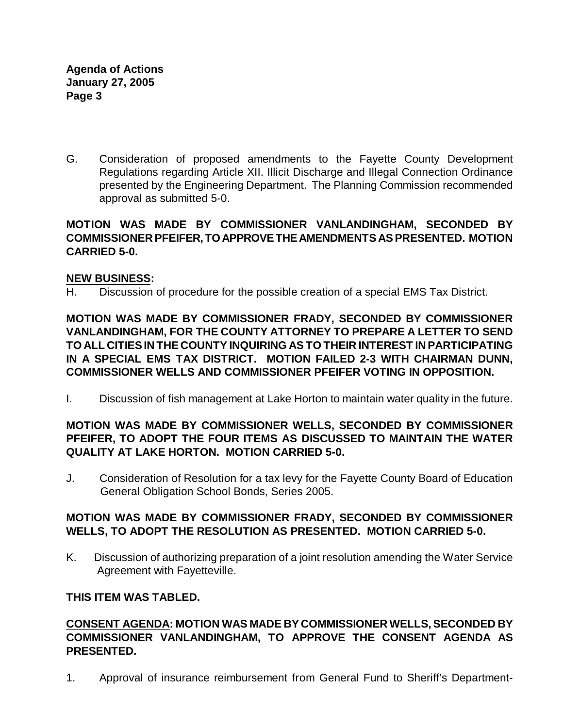G. Consideration of proposed amendments to the Fayette County Development Regulations regarding Article XII. Illicit Discharge and Illegal Connection Ordinance presented by the Engineering Department. The Planning Commission recommended approval as submitted 5-0.

**MOTION WAS MADE BY COMMISSIONER VANLANDINGHAM, SECONDED BY COMMISSIONER PFEIFER, TO APPROVE THE AMENDMENTS AS PRESENTED. MOTION CARRIED 5-0.**

**NEW BUSINESS:**

H. Discussion of procedure for the possible creation of a special EMS Tax District.

**MOTION WAS MADE BY COMMISSIONER FRADY, SECONDED BY COMMISSIONER VANLANDINGHAM, FOR THE COUNTY ATTORNEY TO PREPARE A LETTER TO SEND TO ALL CITIES IN THE COUNTY INQUIRING AS TO THEIR INTEREST IN PARTICIPATING IN A SPECIAL EMS TAX DISTRICT. MOTION FAILED 2-3 WITH CHAIRMAN DUNN, COMMISSIONER WELLS AND COMMISSIONER PFEIFER VOTING IN OPPOSITION.**

I. Discussion of fish management at Lake Horton to maintain water quality in the future.

**MOTION WAS MADE BY COMMISSIONER WELLS, SECONDED BY COMMISSIONER PFEIFER, TO ADOPT THE FOUR ITEMS AS DISCUSSED TO MAINTAIN THE WATER QUALITY AT LAKE HORTON. MOTION CARRIED 5-0.**

J. Consideration of Resolution for a tax levy for the Fayette County Board of Education General Obligation School Bonds, Series 2005.

**MOTION WAS MADE BY COMMISSIONER FRADY, SECONDED BY COMMISSIONER WELLS, TO ADOPT THE RESOLUTION AS PRESENTED. MOTION CARRIED 5-0.**

K. Discussion of authorizing preparation of a joint resolution amending the Water Service Agreement with Fayetteville.

**THIS ITEM WAS TABLED.**

**CONSENT AGENDA: MOTION WAS MADE BY COMMISSIONER WELLS, SECONDED BY COMMISSIONER VANLANDINGHAM, TO APPROVE THE CONSENT AGENDA AS PRESENTED.**

1. Approval of insurance reimbursement from General Fund to Sheriff's Department-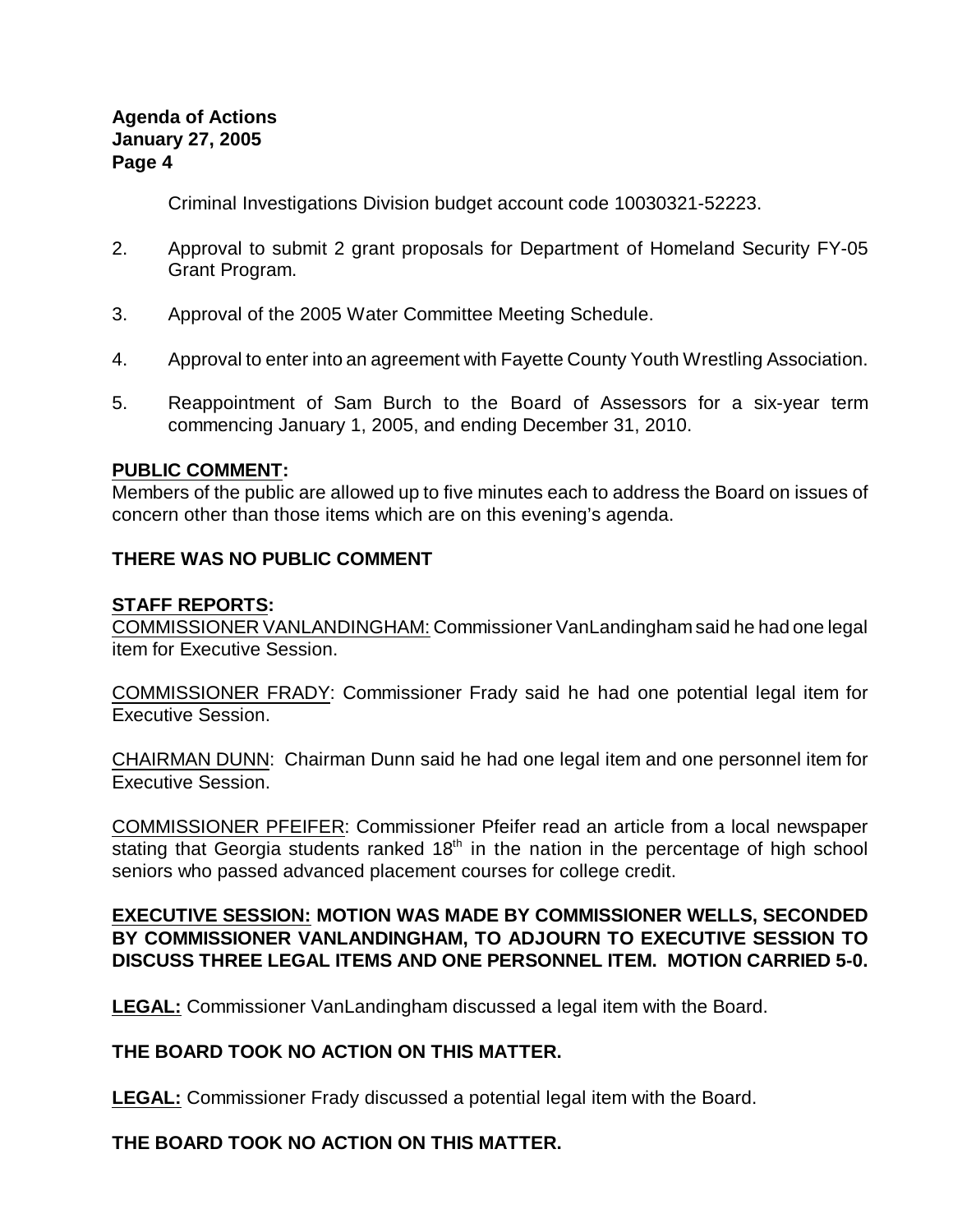Criminal Investigations Division budget account code 10030321-52223.

2. Approval to submit 2 grant proposals for Department of Homeland Security FY-05 Grant Program.

3. Approval of the 2005 Water Committee Meeting Schedule.

4. Approval to enter into an agreement with Fayette County Youth Wrestling Association.

5. Reappointment of Sam Burch to the Board of Assessors for a six-year term commencing January 1, 2005, and ending December 31, 2010.

**PUBLIC COMMENT:**

Members of the public are allowed up to five minutes each to address the Board on issues of concern other than those items which are on this evening's agenda.

**THERE WAS NO PUBLIC COMMENT**

**STAFF REPORTS:**

COMMISSIONER VANLANDINGHAM: Commissioner VanLandingham said he had one legal item for Executive Session.

COMMISSIONER FRADY: Commissioner Frady said he had one potential legal item for Executive Session.

CHAIRMAN DUNN: Chairman Dunn said he had one legal item and one personnel item for Executive Session.

COMMISSIONER PFEIFER: Commissioner Pfeifer read an article from a local newspaper stating that Georgia students ranked 18th in the nation in the percentage of high school seniors who passed advanced placement courses for college credit.

**EXECUTIVE SESSION: MOTION WAS MADE BY COMMISSIONER WELLS, SECONDED BY COMMISSIONER VANLANDINGHAM, TO ADJOURN TO EXECUTIVE SESSION TO DISCUSS THREE LEGAL ITEMS AND ONE PERSONNEL ITEM. MOTION CARRIED 5-0.**

**LEGAL:** Commissioner VanLandingham discussed a legal item with the Board.

**THE BOARD TOOK NO ACTION ON THIS MATTER.**

**LEGAL:** Commissioner Frady discussed a potential legal item with the Board.

**THE BOARD TOOK NO ACTION ON THIS MATTER.**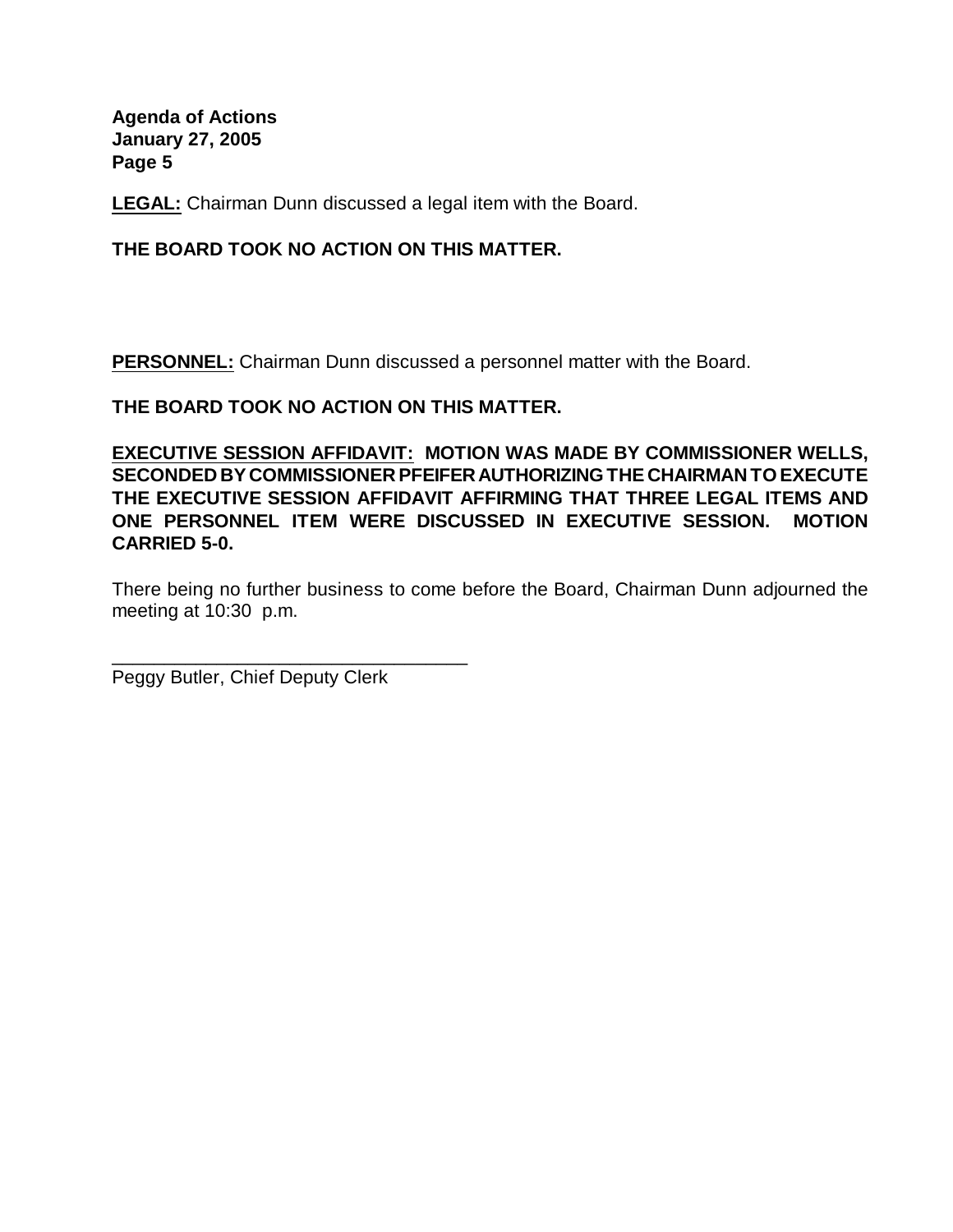**LEGAL:** Chairman Dunn discussed a legal item with the Board.

**THE BOARD TOOK NO ACTION ON THIS MATTER.**

**PERSONNEL:** Chairman Dunn discussed a personnel matter with the Board.

**THE BOARD TOOK NO ACTION ON THIS MATTER.**

**EXECUTIVE SESSION AFFIDAVIT: MOTION WAS MADE BY COMMISSIONER WELLS, SECONDED BY COMMISSIONER PFEIFER AUTHORIZING THE CHAIRMAN TO EXECUTE THE EXECUTIVE SESSION AFFIDAVIT AFFIRMING THAT THREE LEGAL ITEMS AND ONE PERSONNEL ITEM WERE DISCUSSED IN EXECUTIVE SESSION. MOTION CARRIED 5-0.**

There being no further business to come before the Board, Chairman Dunn adjourned the meeting at 10:30 p.m.

\_\_\_\_\_\_\_\_\_\_\_\_\_\_\_\_\_\_\_\_\_\_\_\_\_\_\_\_\_\_\_\_\_\_

Peggy Butler, Chief Deputy Clerk